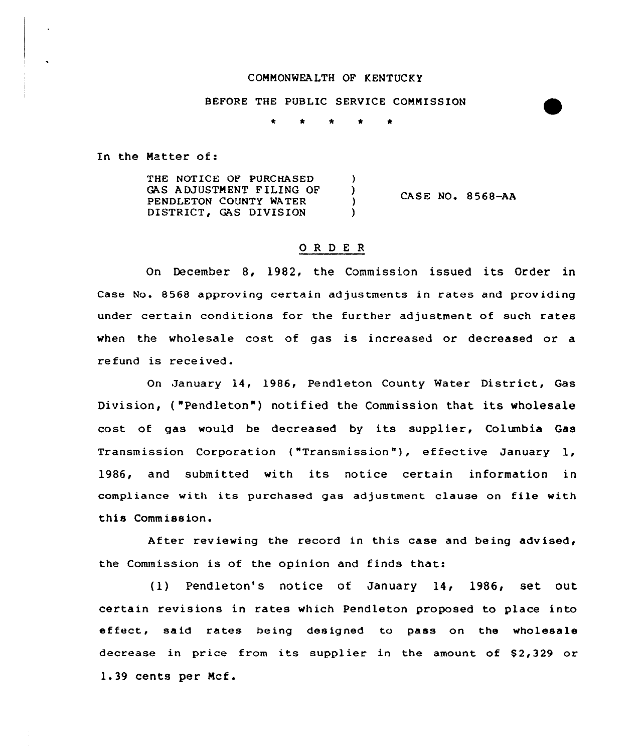COMMONWEALTH OF KENTUCKY

BEFORE THE PUBLIC SERVICE COMMISSION

\* \* \* \* \*

In the Matter of:

| | | |
|---|---|---|
| THE NOTICE OF PURCHASED GAS ADJUSTMENT FILING OF PENDLETON COUNTY WATER DISTRICT, GAS DIVISION | ) ) ) ) | CASE NO. 8568-AA |

## O R D E R

On December 8, 1982, the Commission issued its Order in Case No. 8568 approving certain adjustments in rates and providing under certain conditions for the further adjustment of such rates when the wholesale cost of gas is increased or decreased or a refund is received.

On January 14, 1986, Pendleton County Water District, Gas Division, ("Pendleton") notified the Commission that its wholesale cost of gas would be decreased by its supplier, Columbia Gas Transmission Corporation ("Transmission"), effective January 1, 1986, and submitted with its notice certain information in compliance with its purchased gas adjustment clause on file with this Commission.

After reviewing the record in this case and being advised, the Commission is of the opinion and finds that:

(1) Pendleton's notice of January 14, 1986, set out certain revisions in rates which Pendleton proposed to place into effect, said rates being designed to pass on the wholesale decrease in price from its supplier in the amount of $2,329 or 1.39 cents per Mcf.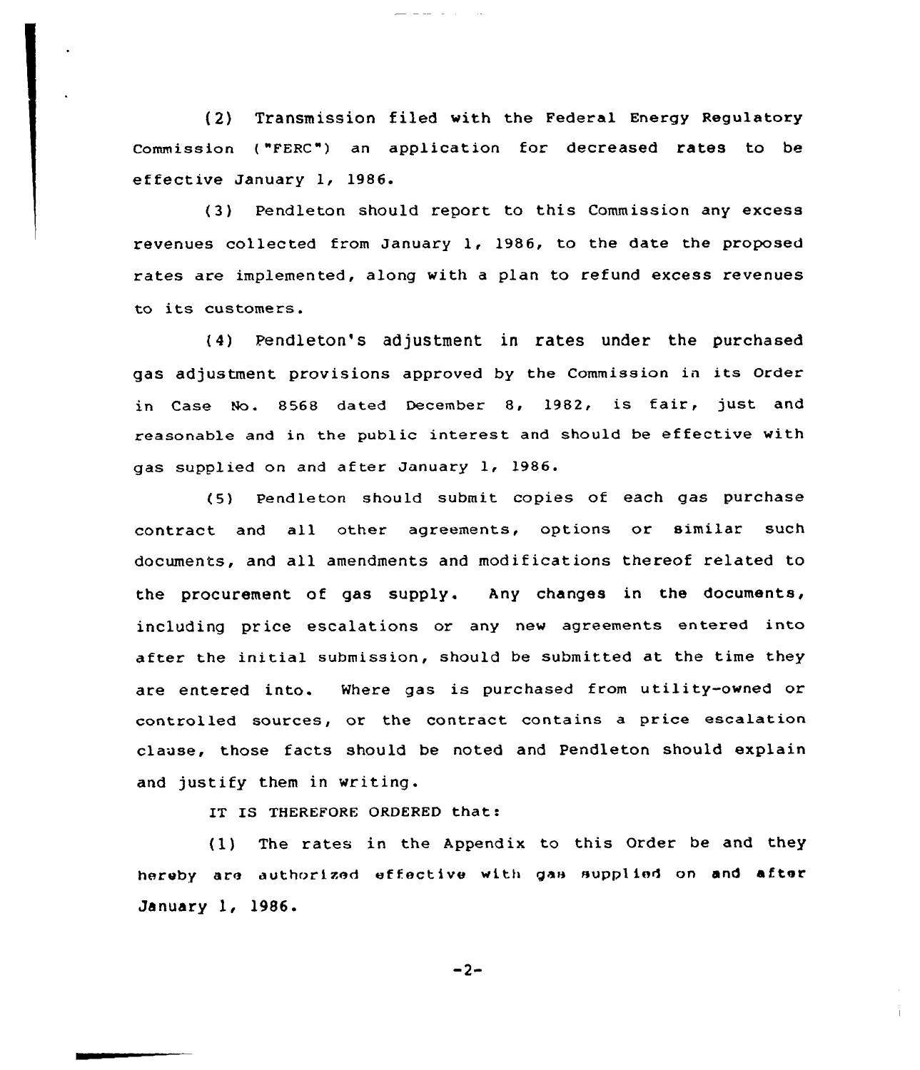(2) Transmission filed with the Federal Energy Regulatory Commission ("FERC") an application for decreased rates to be effective January 1, 1986.

(3) Pendleton should report to this Commission any excess revenues collected from January 1, 1986, to the date the proposed rates are implemented, along with a plan to refund excess revenues to its customers.

(4) Pendleton's adjustment in rates under the purchased gas adjustment provisions approved by the Commission in its Order in Case No. 8568 dated December 8, 1982, is fair, just and reasonable and in the public interest and should be effective with gas supplied on and after January 1, 1986.

(5) Pendleton should submit copies of each gas purchase contract and all other agreements, options or similar such documents, and all amendments and modifications thereof related to the procurement of gas supply. Any changes in the documents, including price escalations or any new agreements entered into after the initial submission, should be submitted at the time they are entered into. Where gas is purchased from utility-owned or controlled sources, or the contract contains a price escalation clause, those facts should be noted and Pendleton should explain and justify them in writing.

IT IS THEREFORE ORDERED that:

(1) The rates in the Appendix to this Order be and they hereby are authorized effective with gas supplied on and after January 1, 1986.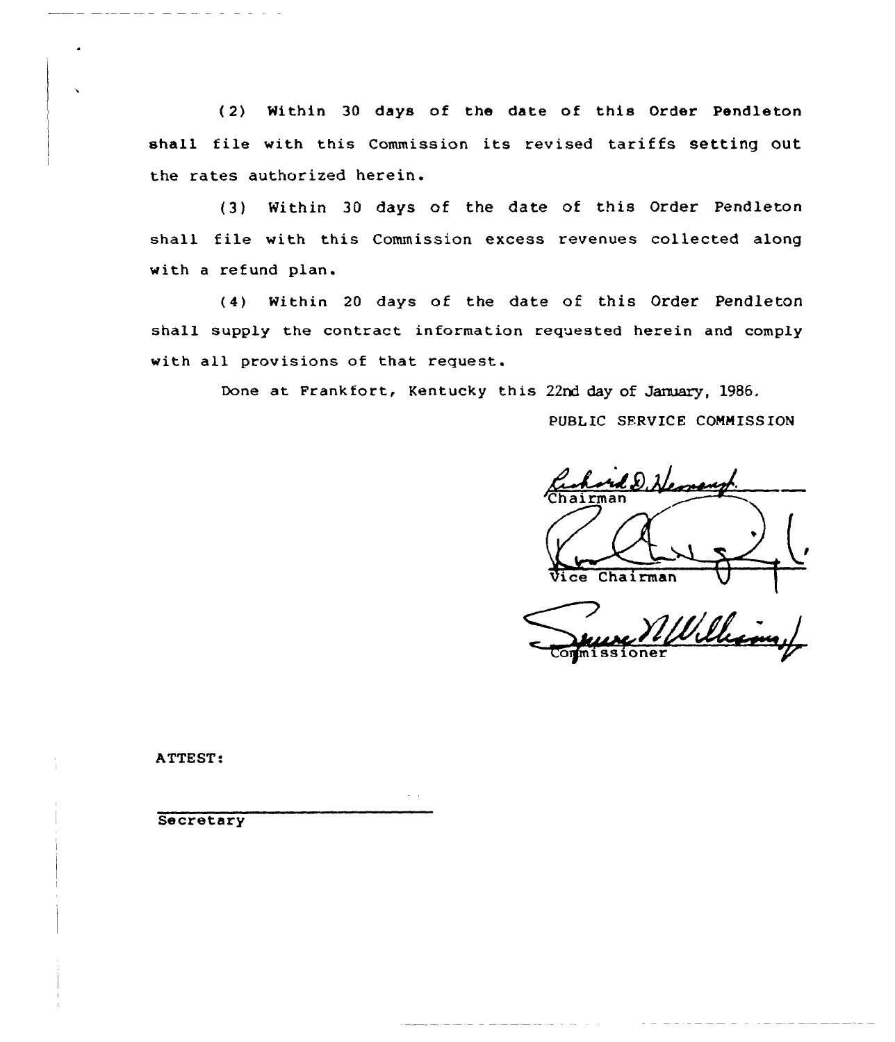(2) Within 30 days of the date of this Order Pendleton shall file with this Commission its revised tariffs setting out the rates authorized herein.

(3) Within 30 days of the date of this Order Pendleton shall file with this Commission excess revenues collected along with a refund plan.

(4) Within 20 days of the date of this Order Pendleton shall supply the contract information requested herein and comply with all provisions of that request.

Done at Frankfort, Kentucky this 22nd day of January, 1986.

PUBLIC SERVICE COMMISSION

Chairman

Vice Chairman

Commissioner

ATTEST:

Secretary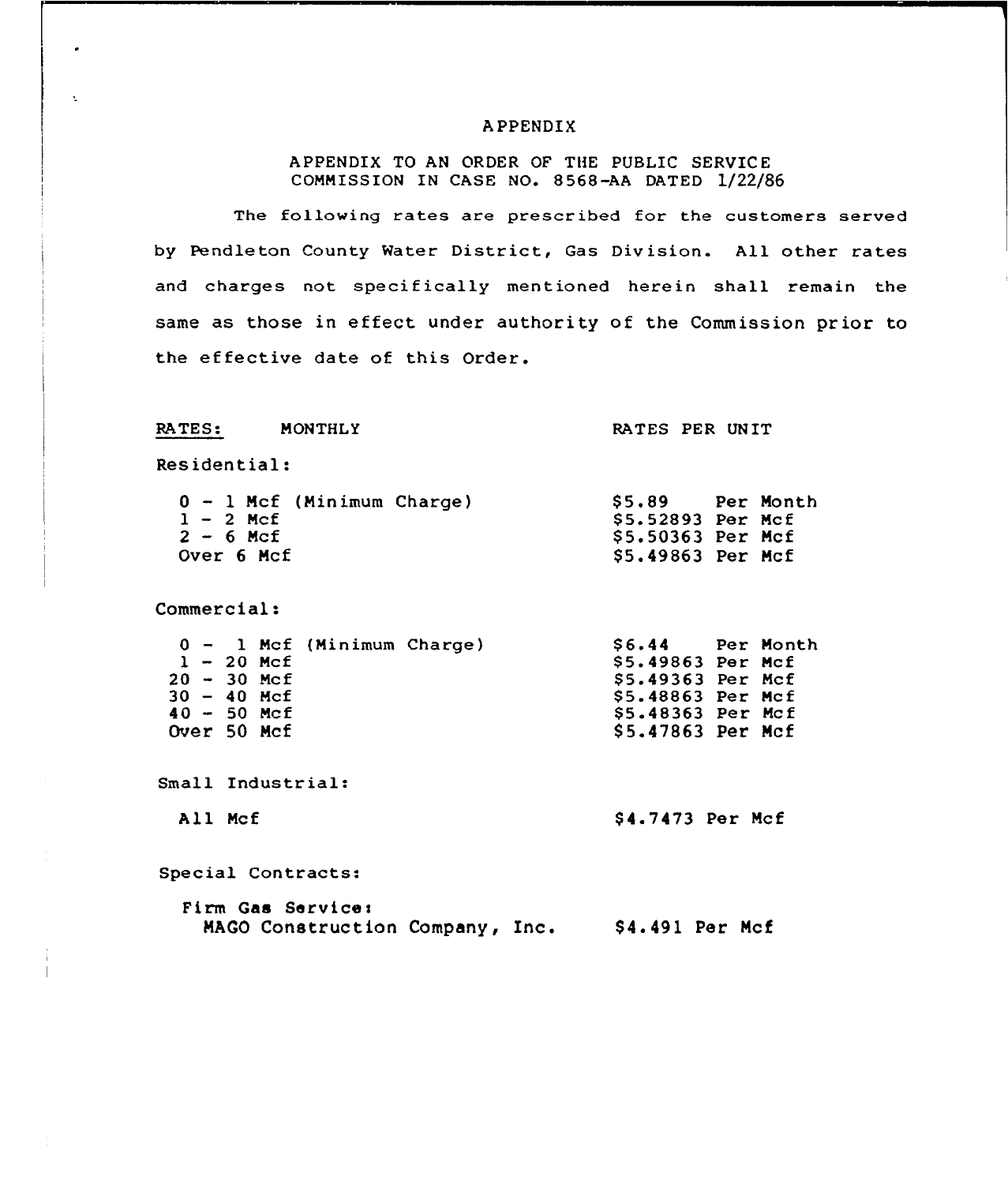# APPENDIX

APPENDIX TO AN ORDER OF THE PUBLIC SERVICE COMMISSION IN CASE NO. 8568-AA DATED 1/22/86

The following rates are prescribed for the customers served by Pendleton County Water District, Gas Division. All other rates and charges not specifically mentioned herein shall remain the same as those in effect under authority of the Commission prior to the effective date of this Order.

| RATES: MONTHLY | RATES PER UNIT |
|---|---|
| **Residential:** | |
| 0 - 1 Mcf (Minimum Charge) | \$5.89 Per Month |
| 1 - 2 Mcf | \$5.52893 Per Mcf |
| 2 - 6 Mcf | \$5.50363 Per Mcf |
| Over 6 Mcf | \$5.49863 Per Mcf |
| **Commercial:** | |
| 0 - 1 Mcf (Minimum Charge) | \$6.44 Per Month |
| 1 - 20 Mcf | \$5.49863 Per Mcf |
| 20 - 30 Mcf | \$5.49363 Per Mcf |
| 30 - 40 Mcf | \$5.48863 Per Mcf |
| 40 - 50 Mcf | \$5.48363 Per Mcf |
| Over 50 Mcf | \$5.47863 Per Mcf |
| **Small Industrial:** | |
| All Mcf | \$4.7473 Per Mcf |
| **Special Contracts:** | |
| Firm Gas Service: MAGO Construction Company, Inc. | \$4.491 Per Mcf |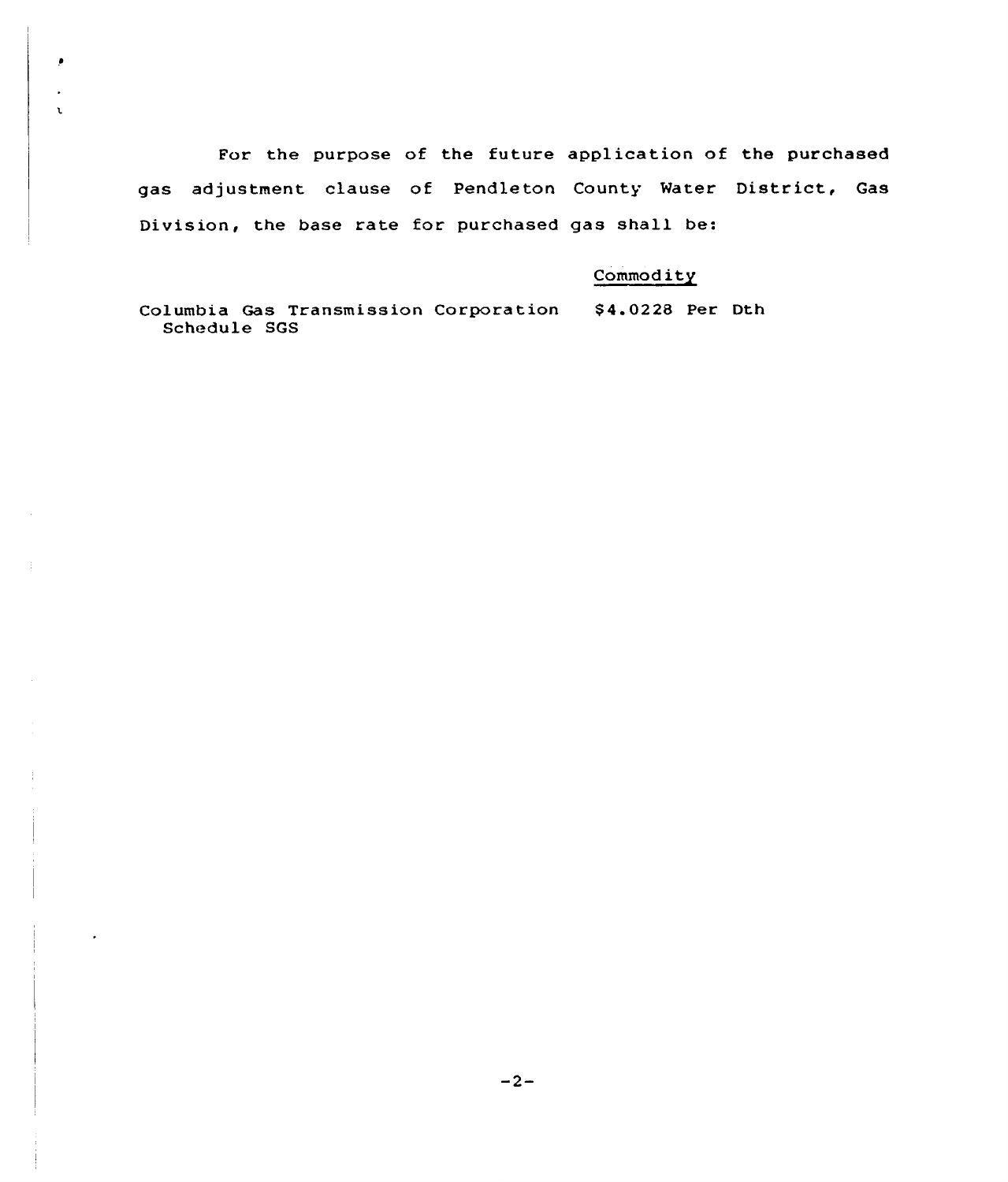For the purpose of the future application of the purchased gas adjustment clause of Pendleton County Water District, Gas Division, the base rate for purchased gas shall be:

| | Commodity |
|---|---|
| Columbia Gas Transmission Corporation Schedule SGS | $4.0228 Per Dth |